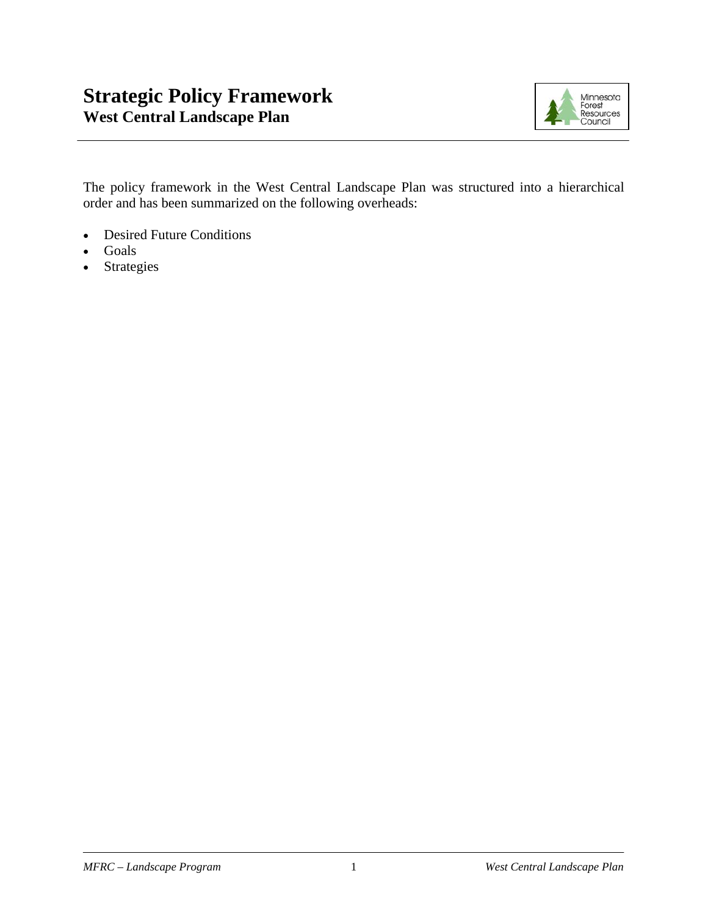# Strategic Policy Framework

## West Central Landscape Plan

The policy framework in the West Central Landscape Plan was structured into a hierarchical order and has been summarized on the following overheads:

- Desired Future Conditions
- Goals
- Strategies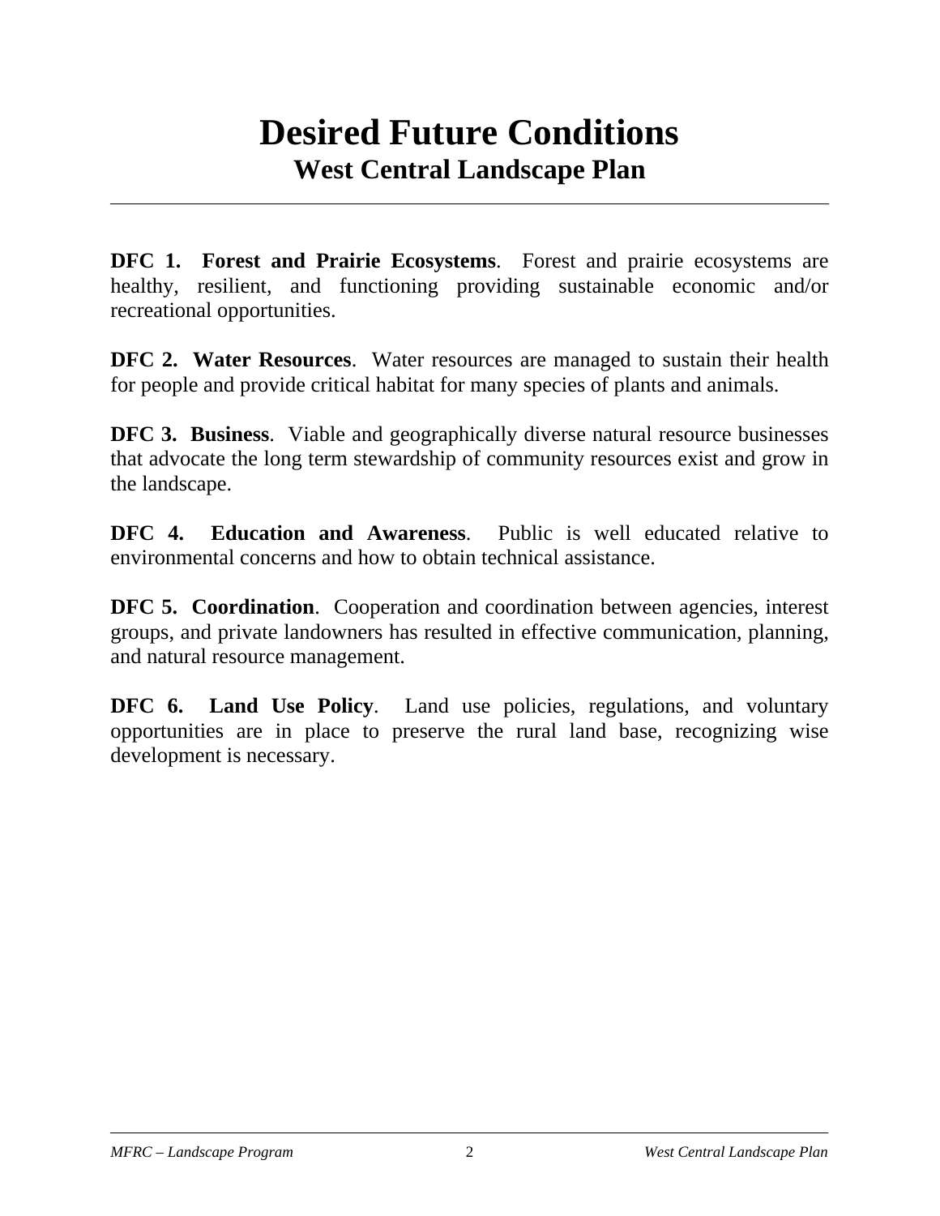# Desired Future Conditions

## West Central Landscape Plan

**DFC 1. Forest and Prairie Ecosystems**. Forest and prairie ecosystems are healthy, resilient, and functioning providing sustainable economic and/or recreational opportunities.

**DFC 2. Water Resources**. Water resources are managed to sustain their health for people and provide critical habitat for many species of plants and animals.

**DFC 3. Business**. Viable and geographically diverse natural resource businesses that advocate the long term stewardship of community resources exist and grow in the landscape.

**DFC 4. Education and Awareness**. Public is well educated relative to environmental concerns and how to obtain technical assistance.

**DFC 5. Coordination**. Cooperation and coordination between agencies, interest groups, and private landowners has resulted in effective communication, planning, and natural resource management.

**DFC 6. Land Use Policy**. Land use policies, regulations, and voluntary opportunities are in place to preserve the rural land base, recognizing wise development is necessary.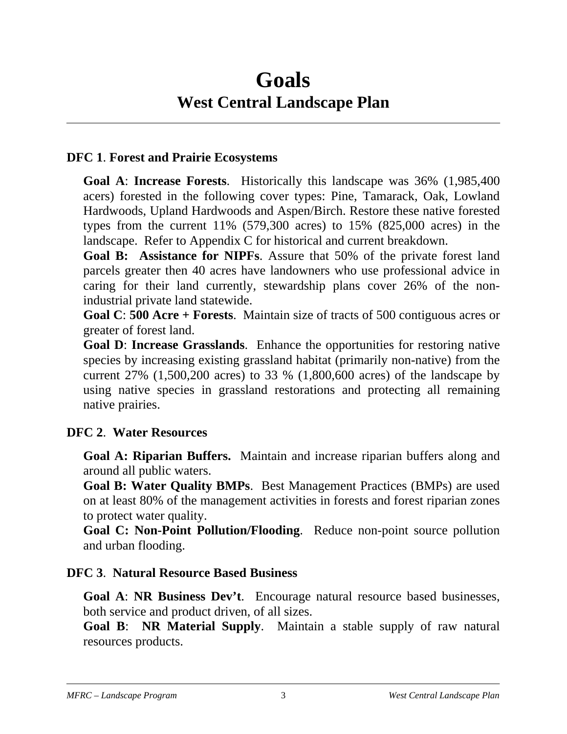# Goals

## West Central Landscape Plan

---

**DFC 1**. **Forest and Prairie Ecosystems**

**Goal A**: **Increase Forests**. Historically this landscape was 36% (1,985,400 acers) forested in the following cover types: Pine, Tamarack, Oak, Lowland Hardwoods, Upland Hardwoods and Aspen/Birch. Restore these native forested types from the current 11% (579,300 acres) to 15% (825,000 acres) in the landscape. Refer to Appendix C for historical and current breakdown.

**Goal B: Assistance for NIPFs**. Assure that 50% of the private forest land parcels greater then 40 acres have landowners who use professional advice in caring for their land currently, stewardship plans cover 26% of the non-industrial private land statewide.

**Goal C**: **500 Acre + Forests**. Maintain size of tracts of 500 contiguous acres or greater of forest land.

**Goal D**: **Increase Grasslands**. Enhance the opportunities for restoring native species by increasing existing grassland habitat (primarily non-native) from the current 27% (1,500,200 acres) to 33 % (1,800,600 acres) of the landscape by using native species in grassland restorations and protecting all remaining native prairies.

**DFC 2**. **Water Resources**

**Goal A: Riparian Buffers.** Maintain and increase riparian buffers along and around all public waters.

**Goal B: Water Quality BMPs**. Best Management Practices (BMPs) are used on at least 80% of the management activities in forests and forest riparian zones to protect water quality.

**Goal C: Non-Point Pollution/Flooding**. Reduce non-point source pollution and urban flooding.

**DFC 3**. **Natural Resource Based Business**

**Goal A**: **NR Business Dev't**. Encourage natural resource based businesses, both service and product driven, of all sizes.

**Goal B**: **NR Material Supply**. Maintain a stable supply of raw natural resources products.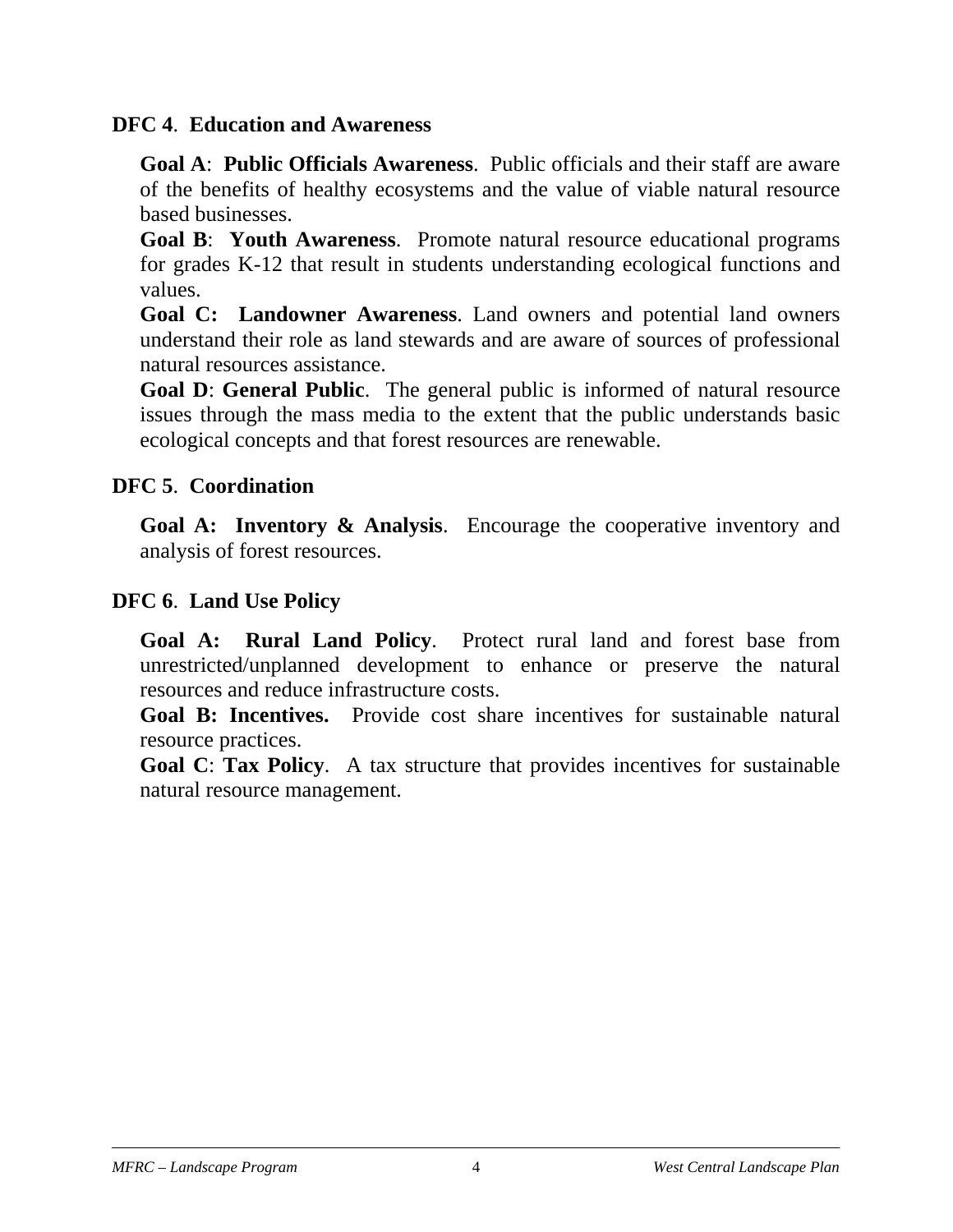**DFC 4**. **Education and Awareness**

**Goal A**: **Public Officials Awareness**. Public officials and their staff are aware of the benefits of healthy ecosystems and the value of viable natural resource based businesses.
**Goal B**: **Youth Awareness**. Promote natural resource educational programs for grades K-12 that result in students understanding ecological functions and values.
**Goal C: Landowner Awareness**. Land owners and potential land owners understand their role as land stewards and are aware of sources of professional natural resources assistance.
**Goal D**: **General Public**. The general public is informed of natural resource issues through the mass media to the extent that the public understands basic ecological concepts and that forest resources are renewable.

**DFC 5**. **Coordination**

**Goal A: Inventory & Analysis**. Encourage the cooperative inventory and analysis of forest resources.

**DFC 6**. **Land Use Policy**

**Goal A: Rural Land Policy**. Protect rural land and forest base from unrestricted/unplanned development to enhance or preserve the natural resources and reduce infrastructure costs.
**Goal B: Incentives.** Provide cost share incentives for sustainable natural resource practices.
**Goal C**: **Tax Policy**. A tax structure that provides incentives for sustainable natural resource management.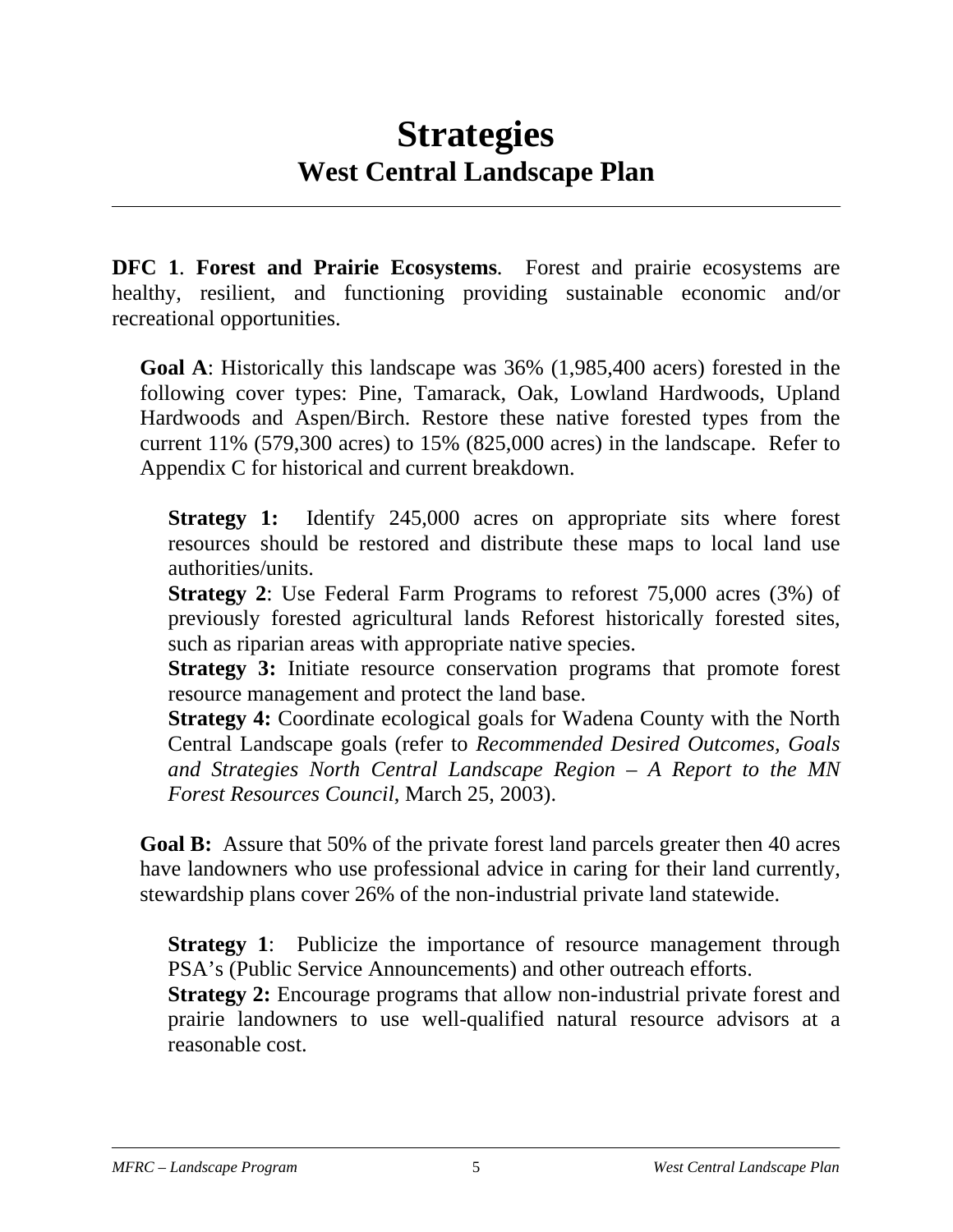# Strategies

## West Central Landscape Plan

**DFC 1**. **Forest and Prairie Ecosystems**. Forest and prairie ecosystems are healthy, resilient, and functioning providing sustainable economic and/or recreational opportunities.

**Goal A**: Historically this landscape was 36% (1,985,400 acers) forested in the following cover types: Pine, Tamarack, Oak, Lowland Hardwoods, Upland Hardwoods and Aspen/Birch. Restore these native forested types from the current 11% (579,300 acres) to 15% (825,000 acres) in the landscape. Refer to Appendix C for historical and current breakdown.

**Strategy 1:** Identify 245,000 acres on appropriate sits where forest resources should be restored and distribute these maps to local land use authorities/units.
**Strategy 2**: Use Federal Farm Programs to reforest 75,000 acres (3%) of previously forested agricultural lands Reforest historically forested sites, such as riparian areas with appropriate native species.
**Strategy 3:** Initiate resource conservation programs that promote forest resource management and protect the land base.
**Strategy 4:** Coordinate ecological goals for Wadena County with the North Central Landscape goals (refer to *Recommended Desired Outcomes, Goals and Strategies North Central Landscape Region – A Report to the MN Forest Resources Council*, March 25, 2003).

**Goal B:** Assure that 50% of the private forest land parcels greater then 40 acres have landowners who use professional advice in caring for their land currently, stewardship plans cover 26% of the non-industrial private land statewide.

**Strategy 1**: Publicize the importance of resource management through PSA's (Public Service Announcements) and other outreach efforts.
**Strategy 2:** Encourage programs that allow non-industrial private forest and prairie landowners to use well-qualified natural resource advisors at a reasonable cost.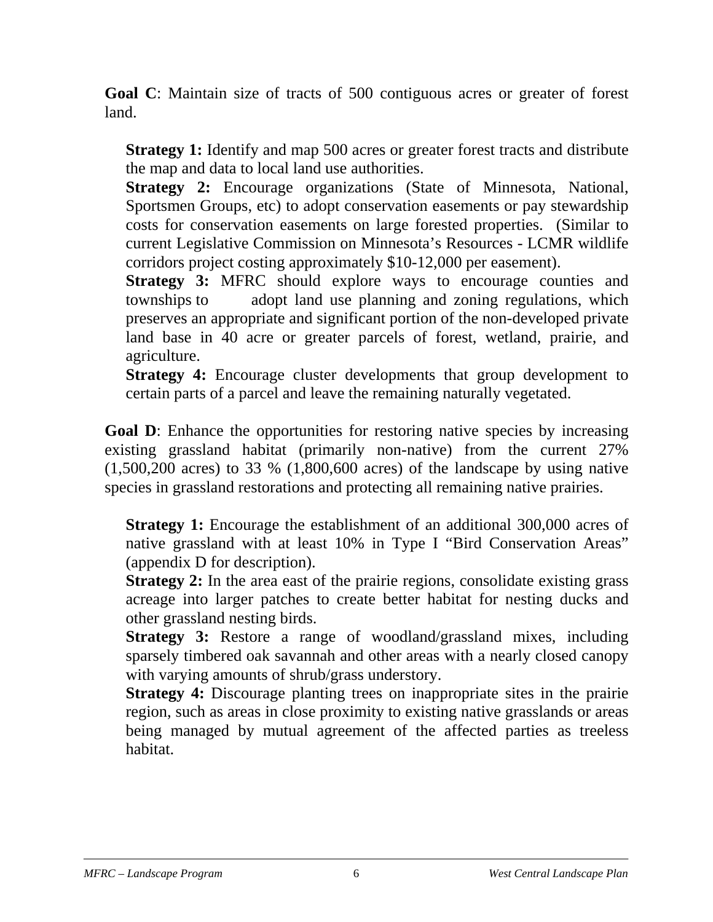**Goal C**: Maintain size of tracts of 500 contiguous acres or greater of forest land.

**Strategy 1:** Identify and map 500 acres or greater forest tracts and distribute the map and data to local land use authorities.
**Strategy 2:** Encourage organizations (State of Minnesota, National, Sportsmen Groups, etc) to adopt conservation easements or pay stewardship costs for conservation easements on large forested properties. (Similar to current Legislative Commission on Minnesota's Resources - LCMR wildlife corridors project costing approximately $10-12,000 per easement).
**Strategy 3:** MFRC should explore ways to encourage counties and townships to adopt land use planning and zoning regulations, which preserves an appropriate and significant portion of the non-developed private land base in 40 acre or greater parcels of forest, wetland, prairie, and agriculture.
**Strategy 4:** Encourage cluster developments that group development to certain parts of a parcel and leave the remaining naturally vegetated.

**Goal D**: Enhance the opportunities for restoring native species by increasing existing grassland habitat (primarily non-native) from the current 27% (1,500,200 acres) to 33 % (1,800,600 acres) of the landscape by using native species in grassland restorations and protecting all remaining native prairies.

**Strategy 1:** Encourage the establishment of an additional 300,000 acres of native grassland with at least 10% in Type I "Bird Conservation Areas" (appendix D for description).
**Strategy 2:** In the area east of the prairie regions, consolidate existing grass acreage into larger patches to create better habitat for nesting ducks and other grassland nesting birds.
**Strategy 3:** Restore a range of woodland/grassland mixes, including sparsely timbered oak savannah and other areas with a nearly closed canopy with varying amounts of shrub/grass understory.
**Strategy 4:** Discourage planting trees on inappropriate sites in the prairie region, such as areas in close proximity to existing native grasslands or areas being managed by mutual agreement of the affected parties as treeless habitat.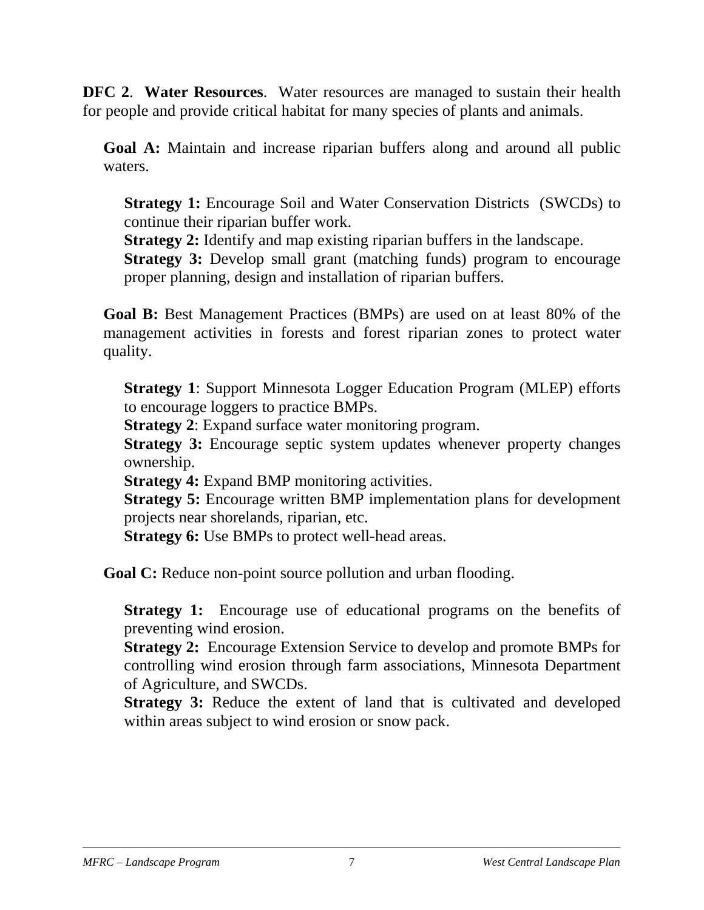**DFC 2**. **Water Resources**. Water resources are managed to sustain their health for people and provide critical habitat for many species of plants and animals.

**Goal A:** Maintain and increase riparian buffers along and around all public waters.

**Strategy 1:** Encourage Soil and Water Conservation Districts (SWCDs) to continue their riparian buffer work.
**Strategy 2:** Identify and map existing riparian buffers in the landscape.
**Strategy 3:** Develop small grant (matching funds) program to encourage proper planning, design and installation of riparian buffers.

**Goal B:** Best Management Practices (BMPs) are used on at least 80% of the management activities in forests and forest riparian zones to protect water quality.

**Strategy 1**: Support Minnesota Logger Education Program (MLEP) efforts to encourage loggers to practice BMPs.
**Strategy 2**: Expand surface water monitoring program.
**Strategy 3:** Encourage septic system updates whenever property changes ownership.
**Strategy 4:** Expand BMP monitoring activities.
**Strategy 5:** Encourage written BMP implementation plans for development projects near shorelands, riparian, etc.
**Strategy 6:** Use BMPs to protect well-head areas.

**Goal C:** Reduce non-point source pollution and urban flooding.

**Strategy 1:** Encourage use of educational programs on the benefits of preventing wind erosion.
**Strategy 2:** Encourage Extension Service to develop and promote BMPs for controlling wind erosion through farm associations, Minnesota Department of Agriculture, and SWCDs.
**Strategy 3:** Reduce the extent of land that is cultivated and developed within areas subject to wind erosion or snow pack.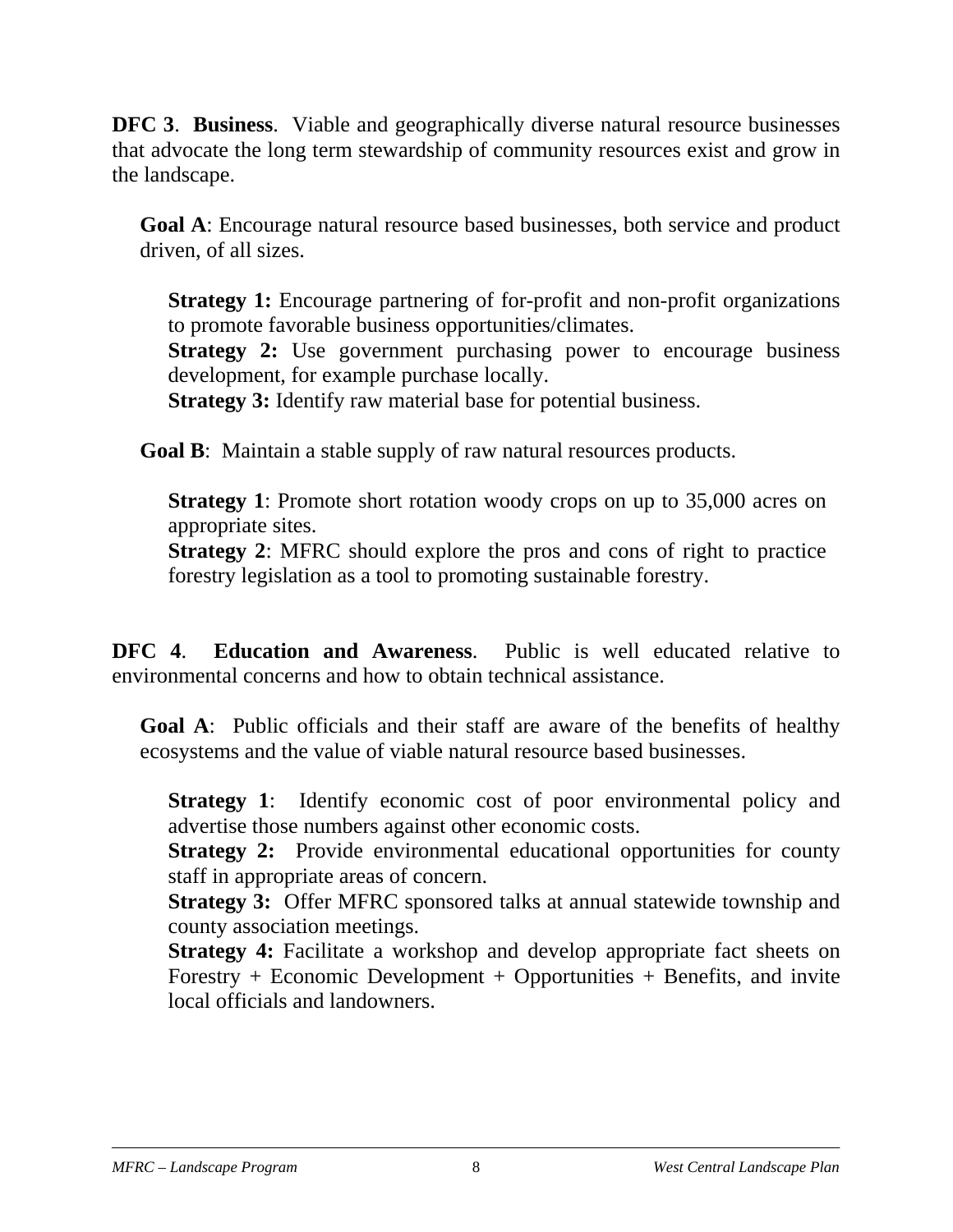**DFC 3**. **Business**. Viable and geographically diverse natural resource businesses that advocate the long term stewardship of community resources exist and grow in the landscape.

**Goal A**: Encourage natural resource based businesses, both service and product driven, of all sizes.

**Strategy 1:** Encourage partnering of for-profit and non-profit organizations to promote favorable business opportunities/climates.
**Strategy 2:** Use government purchasing power to encourage business development, for example purchase locally.
**Strategy 3:** Identify raw material base for potential business.

**Goal B**: Maintain a stable supply of raw natural resources products.

**Strategy 1**: Promote short rotation woody crops on up to 35,000 acres on appropriate sites.
**Strategy 2**: MFRC should explore the pros and cons of right to practice forestry legislation as a tool to promoting sustainable forestry.

**DFC 4**. **Education and Awareness**. Public is well educated relative to environmental concerns and how to obtain technical assistance.

**Goal A**: Public officials and their staff are aware of the benefits of healthy ecosystems and the value of viable natural resource based businesses.

**Strategy 1**: Identify economic cost of poor environmental policy and advertise those numbers against other economic costs.
**Strategy 2:** Provide environmental educational opportunities for county staff in appropriate areas of concern.
**Strategy 3:** Offer MFRC sponsored talks at annual statewide township and county association meetings.
**Strategy 4:** Facilitate a workshop and develop appropriate fact sheets on Forestry + Economic Development + Opportunities + Benefits, and invite local officials and landowners.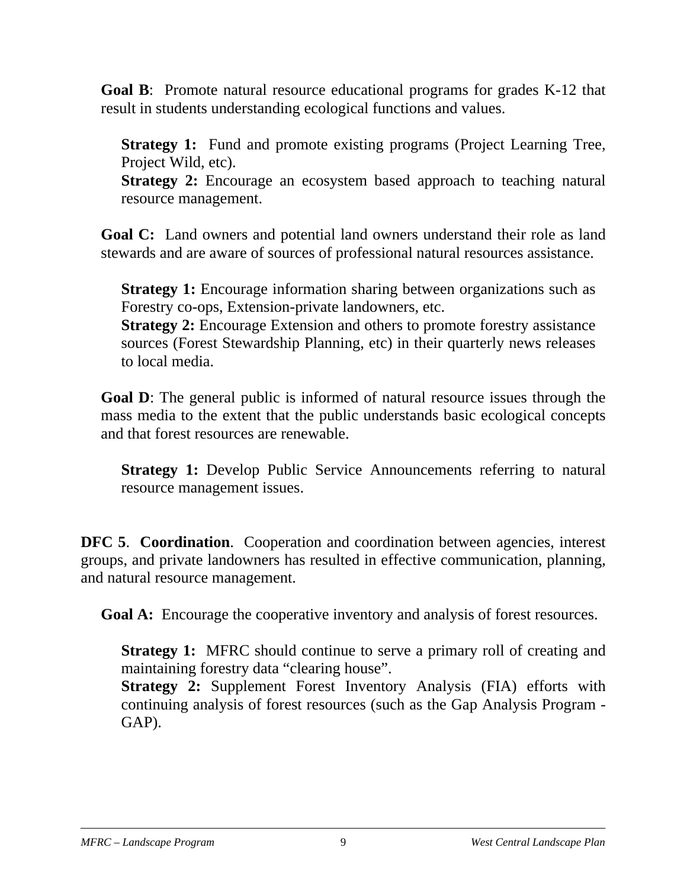**Goal B**: Promote natural resource educational programs for grades K-12 that result in students understanding ecological functions and values.

**Strategy 1:** Fund and promote existing programs (Project Learning Tree, Project Wild, etc).
**Strategy 2:** Encourage an ecosystem based approach to teaching natural resource management.

**Goal C:** Land owners and potential land owners understand their role as land stewards and are aware of sources of professional natural resources assistance.

**Strategy 1:** Encourage information sharing between organizations such as Forestry co-ops, Extension-private landowners, etc.
**Strategy 2:** Encourage Extension and others to promote forestry assistance sources (Forest Stewardship Planning, etc) in their quarterly news releases to local media.

**Goal D**: The general public is informed of natural resource issues through the mass media to the extent that the public understands basic ecological concepts and that forest resources are renewable.

**Strategy 1:** Develop Public Service Announcements referring to natural resource management issues.

**DFC 5**. **Coordination**. Cooperation and coordination between agencies, interest groups, and private landowners has resulted in effective communication, planning, and natural resource management.

**Goal A:** Encourage the cooperative inventory and analysis of forest resources.

**Strategy 1:** MFRC should continue to serve a primary roll of creating and maintaining forestry data "clearing house".
**Strategy 2:** Supplement Forest Inventory Analysis (FIA) efforts with continuing analysis of forest resources (such as the Gap Analysis Program - GAP).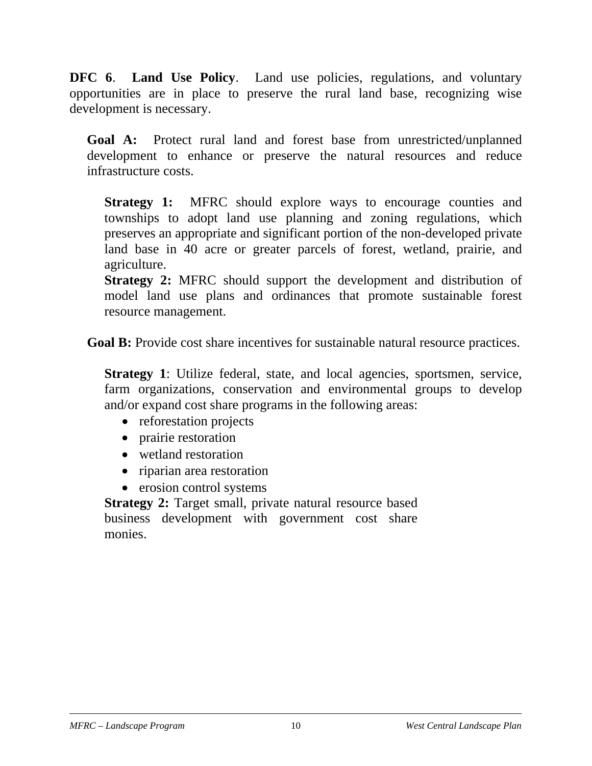**DFC 6**. **Land Use Policy**. Land use policies, regulations, and voluntary opportunities are in place to preserve the rural land base, recognizing wise development is necessary.

**Goal A:** Protect rural land and forest base from unrestricted/unplanned development to enhance or preserve the natural resources and reduce infrastructure costs.

**Strategy 1:** MFRC should explore ways to encourage counties and townships to adopt land use planning and zoning regulations, which preserves an appropriate and significant portion of the non-developed private land base in 40 acre or greater parcels of forest, wetland, prairie, and agriculture.

**Strategy 2:** MFRC should support the development and distribution of model land use plans and ordinances that promote sustainable forest resource management.

**Goal B:** Provide cost share incentives for sustainable natural resource practices.

**Strategy 1**: Utilize federal, state, and local agencies, sportsmen, service, farm organizations, conservation and environmental groups to develop and/or expand cost share programs in the following areas:

- reforestation projects
- prairie restoration
- wetland restoration
- riparian area restoration
- erosion control systems

**Strategy 2:** Target small, private natural resource based business development with government cost share monies.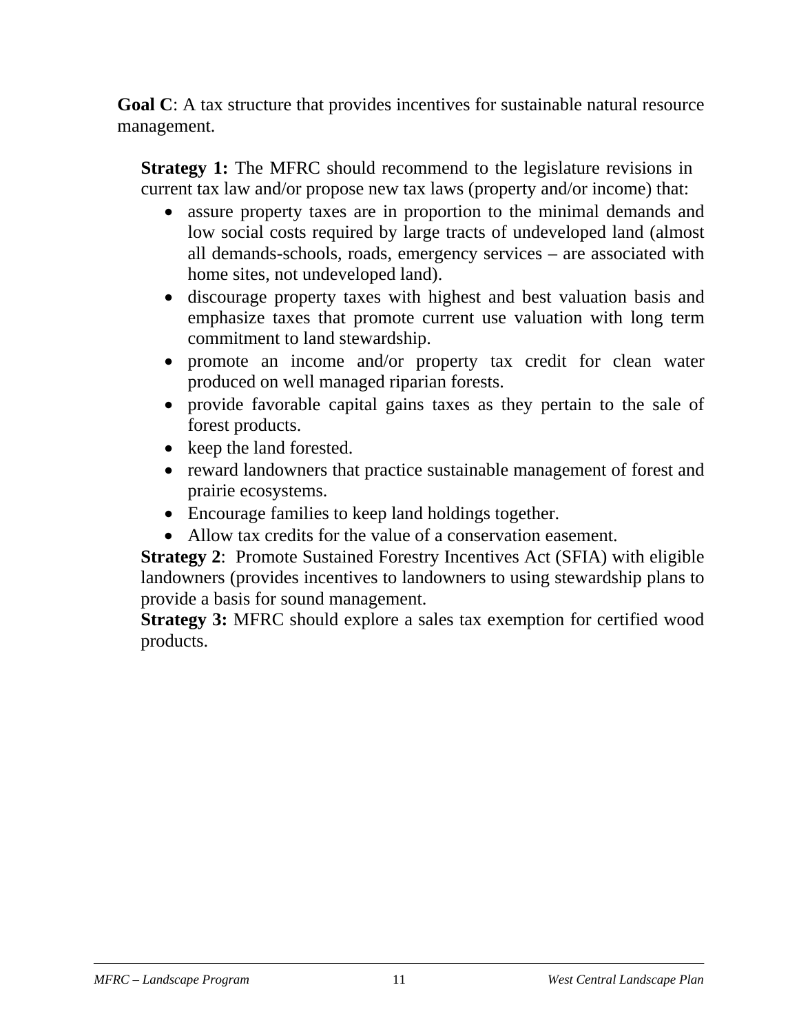**Goal C**: A tax structure that provides incentives for sustainable natural resource management.

**Strategy 1:** The MFRC should recommend to the legislature revisions in current tax law and/or propose new tax laws (property and/or income) that:

- assure property taxes are in proportion to the minimal demands and low social costs required by large tracts of undeveloped land (almost all demands-schools, roads, emergency services – are associated with home sites, not undeveloped land).
- discourage property taxes with highest and best valuation basis and emphasize taxes that promote current use valuation with long term commitment to land stewardship.
- promote an income and/or property tax credit for clean water produced on well managed riparian forests.
- provide favorable capital gains taxes as they pertain to the sale of forest products.
- keep the land forested.
- reward landowners that practice sustainable management of forest and prairie ecosystems.
- Encourage families to keep land holdings together.
- Allow tax credits for the value of a conservation easement.

**Strategy 2**: Promote Sustained Forestry Incentives Act (SFIA) with eligible landowners (provides incentives to landowners to using stewardship plans to provide a basis for sound management.

**Strategy 3:** MFRC should explore a sales tax exemption for certified wood products.